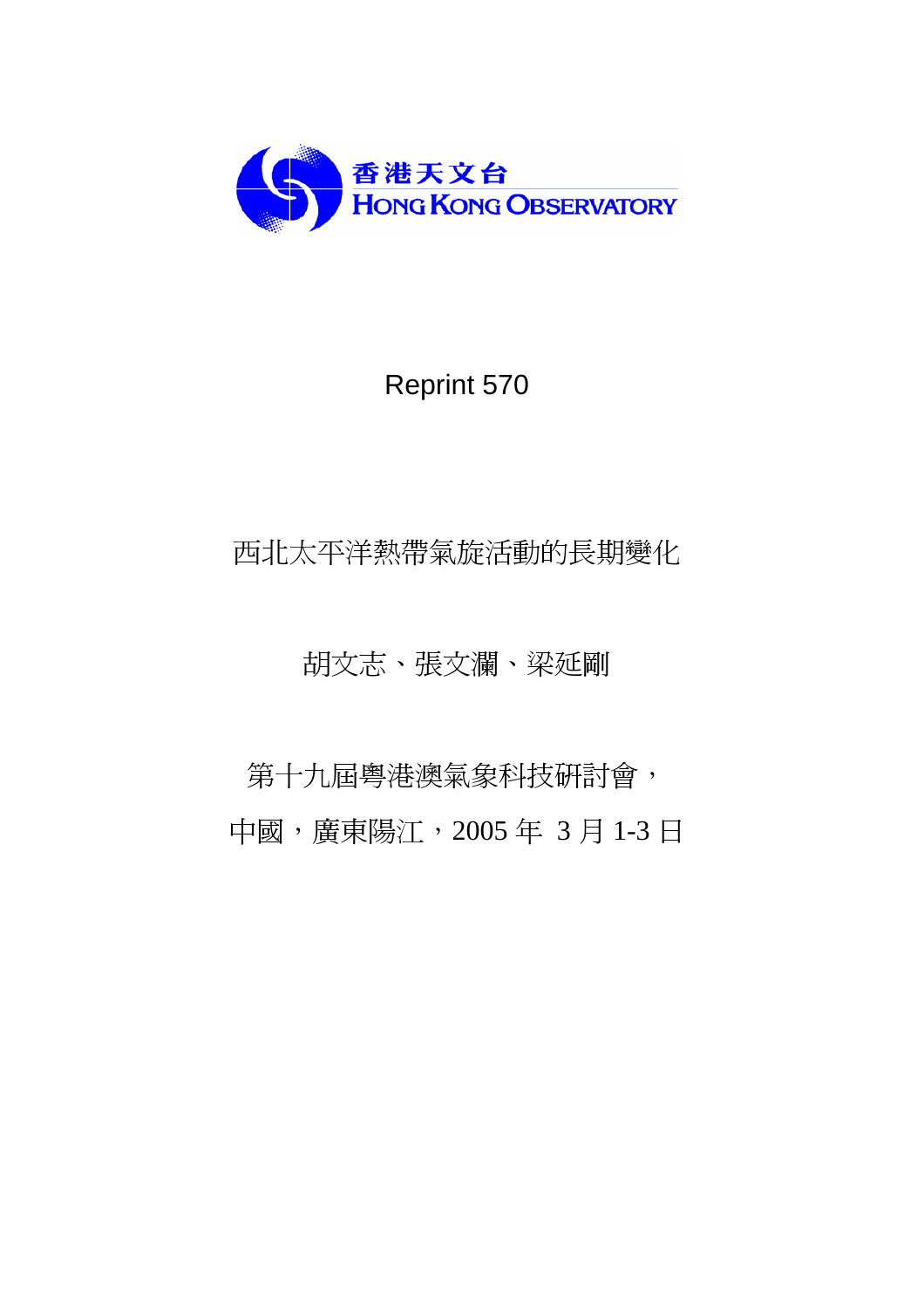香港天文台
HONG KONG OBSERVATORY

Reprint 570

# 西北太平洋熱帶氣旋活動的長期變化

胡文志、張文瀾、梁延剛

第十九屆粵港澳氣象科技研討會，

中國，廣東陽江，2005 年 3 月 1-3 日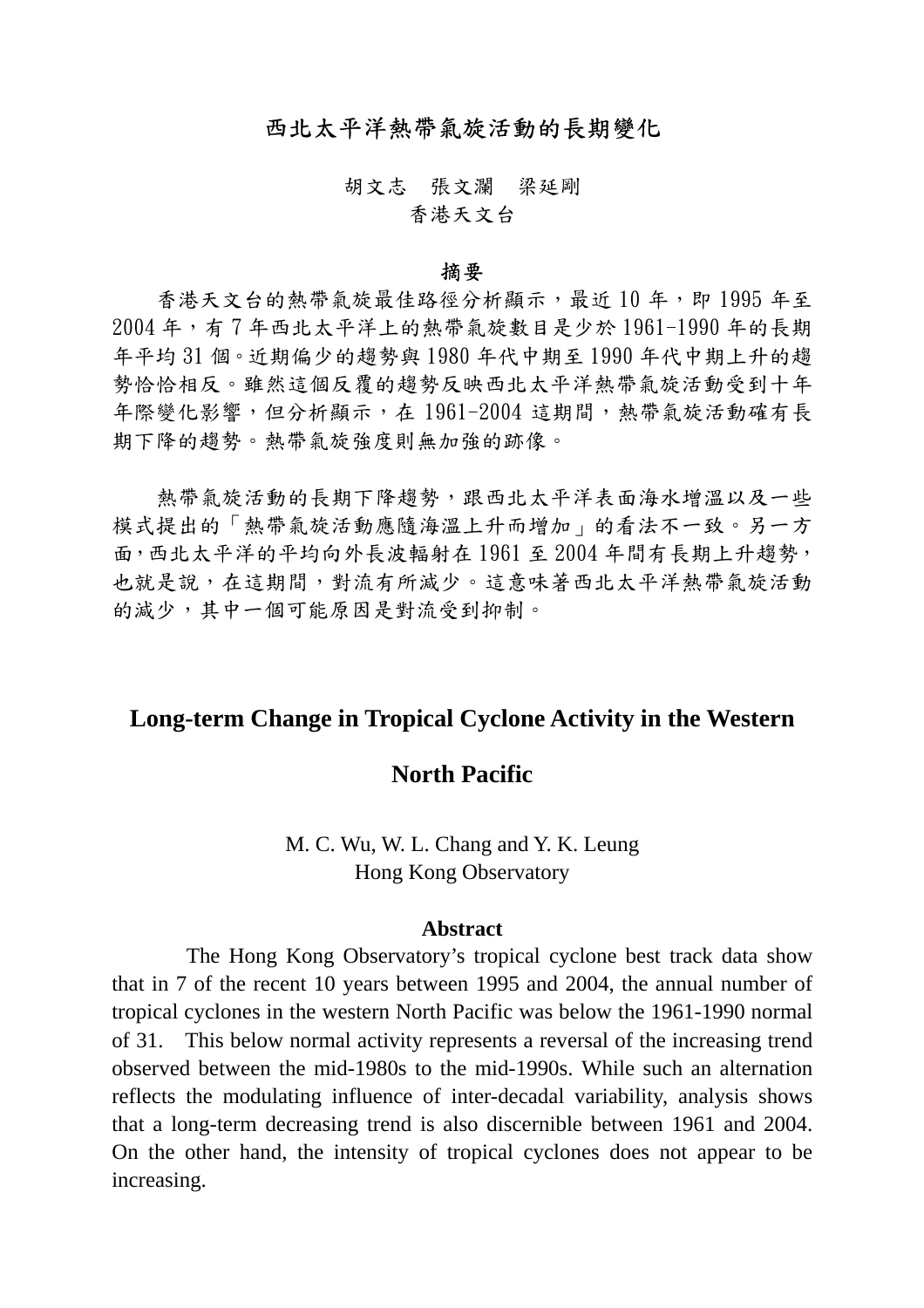# 西北太平洋熱帶氣旋活動的長期變化

胡文志　張文瀾　梁延剛

香港天文台

## 摘要

香港天文台的熱帶氣旋最佳路徑分析顯示，最近 10 年，即 1995 年至 2004 年，有 7 年西北太平洋上的熱帶氣旋數目是少於 1961-1990 年的長期年平均 31 個。近期偏少的趨勢與 1980 年代中期至 1990 年代中期上升的趨勢恰恰相反。雖然這個反覆的趨勢反映西北太平洋熱帶氣旋活動受到十年年際變化影響，但分析顯示，在 1961-2004 這期間，熱帶氣旋活動確有長期下降的趨勢。熱帶氣旋強度則無加強的跡像。

熱帶氣旋活動的長期下降趨勢，跟西北太平洋表面海水增溫以及一些模式提出的「熱帶氣旋活動應隨海溫上升而增加」的看法不一致。另一方面，西北太平洋的平均向外長波輻射在 1961 至 2004 年間有長期上升趨勢，也就是說，在這期間，對流有所減少。這意味著西北太平洋熱帶氣旋活動的減少，其中一個可能原因是對流受到抑制。

# Long-term Change in Tropical Cyclone Activity in the Western North Pacific

M. C. Wu, W. L. Chang and Y. K. Leung

Hong Kong Observatory

## Abstract

The Hong Kong Observatory's tropical cyclone best track data show that in 7 of the recent 10 years between 1995 and 2004, the annual number of tropical cyclones in the western North Pacific was below the 1961-1990 normal of 31. This below normal activity represents a reversal of the increasing trend observed between the mid-1980s to the mid-1990s. While such an alternation reflects the modulating influence of inter-decadal variability, analysis shows that a long-term decreasing trend is also discernible between 1961 and 2004. On the other hand, the intensity of tropical cyclones does not appear to be increasing.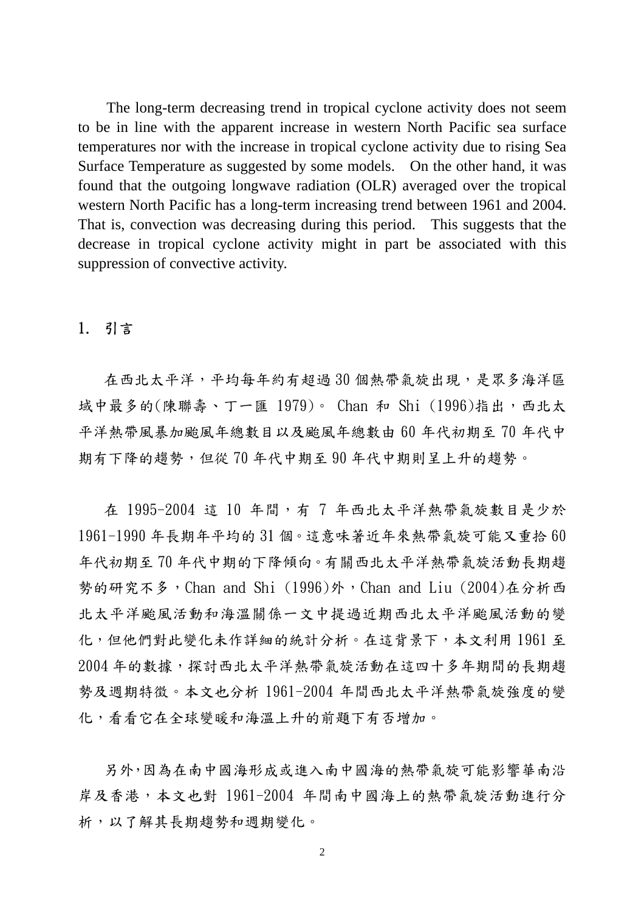The long-term decreasing trend in tropical cyclone activity does not seem to be in line with the apparent increase in western North Pacific sea surface temperatures nor with the increase in tropical cyclone activity due to rising Sea Surface Temperature as suggested by some models. On the other hand, it was found that the outgoing longwave radiation (OLR) averaged over the tropical western North Pacific has a long-term increasing trend between 1961 and 2004. That is, convection was decreasing during this period. This suggests that the decrease in tropical cyclone activity might in part be associated with this suppression of convective activity.

## 1. 引言

在西北太平洋，平均每年約有超過 30 個熱帶氣旋出現，是眾多海洋區域中最多的(陳聯壽、丁一匯 1979)。 Chan 和 Shi (1996)指出，西北太平洋熱帶風暴加颱風年總數目以及颱風年總數由 60 年代初期至 70 年代中期有下降的趨勢，但從 70 年代中期至 90 年代中期則呈上升的趨勢。

在 1995-2004 這 10 年間，有 7 年西北太平洋熱帶氣旋數目是少於 1961-1990 年長期年平均的 31 個。這意味著近年來熱帶氣旋可能又重拾 60 年代初期至 70 年代中期的下降傾向。有關西北太平洋熱帶氣旋活動長期趨勢的研究不多，Chan and Shi (1996)外，Chan and Liu (2004)在分析西北太平洋颱風活動和海溫關係一文中提過近期西北太平洋颱風活動的變化，但他們對此變化未作詳細的統計分析。在這背景下，本文利用 1961 至 2004 年的數據，探討西北太平洋熱帶氣旋活動在這四十多年期間的長期趨勢及週期特徵。本文也分析 1961-2004 年間西北太平洋熱帶氣旋強度的變化，看看它在全球變暖和海溫上升的前題下有否增加。

另外，因為在南中國海形成或進入南中國海的熱帶氣旋可能影響華南沿岸及香港，本文也對 1961-2004 年間南中國海上的熱帶氣旋活動進行分析，以了解其長期趨勢和週期變化。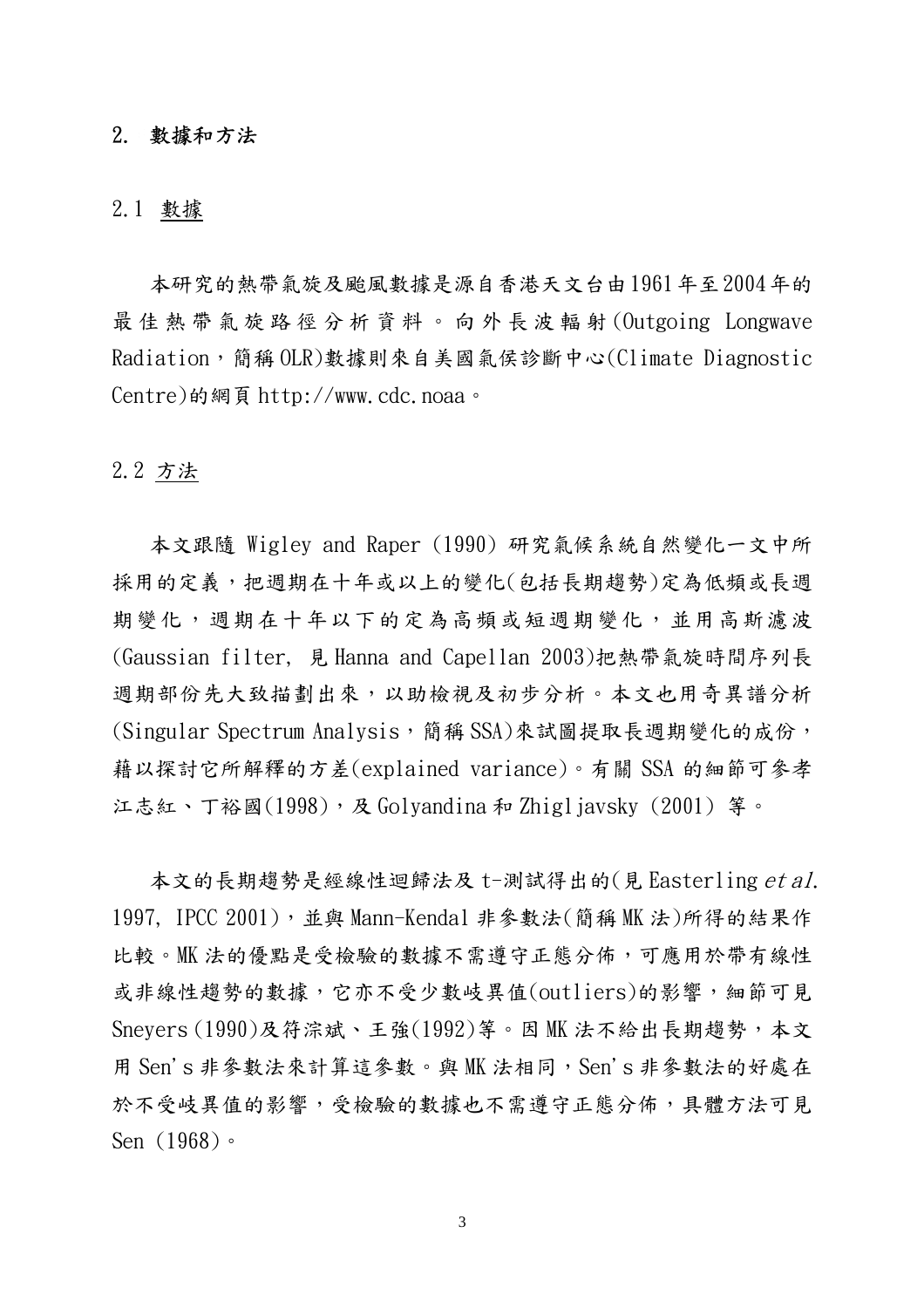## 2. 數據和方法

### 2.1 數據

本研究的熱帶氣旋及颱風數據是源自香港天文台由1961年至2004年的最佳熱帶氣旋路徑分析資料。向外長波輻射(Outgoing Longwave Radiation，簡稱OLR)數據則來自美國氣侯診斷中心(Climate Diagnostic Centre)的網頁 http://www.cdc.noaa。

### 2.2 方法

本文跟隨 Wigley and Raper (1990) 研究氣候系統自然變化一文中所採用的定義，把週期在十年或以上的變化(包括長期趨勢)定為低頻或長週期變化，週期在十年以下的定為高頻或短週期變化，並用高斯濾波(Gaussian filter, 見 Hanna and Capellan 2003)把熱帶氣旋時間序列長週期部份先大致描劃出來，以助檢視及初步分析。本文也用奇異譜分析(Singular Spectrum Analysis，簡稱SSA)來試圖提取長週期變化的成份，藉以探討它所解釋的方差(explained variance)。有關 SSA 的細節可參孝江志紅、丁裕國(1998)，及 Golyandina 和 Zhigljavsky (2001) 等。

本文的長期趨勢是經線性迴歸法及 t-測試得出的(見 Easterling *et al.* 1997, IPCC 2001)，並與 Mann-Kendal 非參數法(簡稱 MK 法)所得的結果作比較。MK 法的優點是受檢驗的數據不需遵守正態分佈，可應用於帶有線性或非線性趨勢的數據，它亦不受少數岐異值(outliers)的影響，細節可見 Sneyers(1990)及符淙斌、王強(1992)等。因 MK 法不給出長期趨勢，本文用 Sen's 非參數法來計算這參數。與 MK 法相同，Sen's 非參數法的好處在於不受岐異值的影響，受檢驗的數據也不需遵守正態分佈，具體方法可見 Sen (1968)。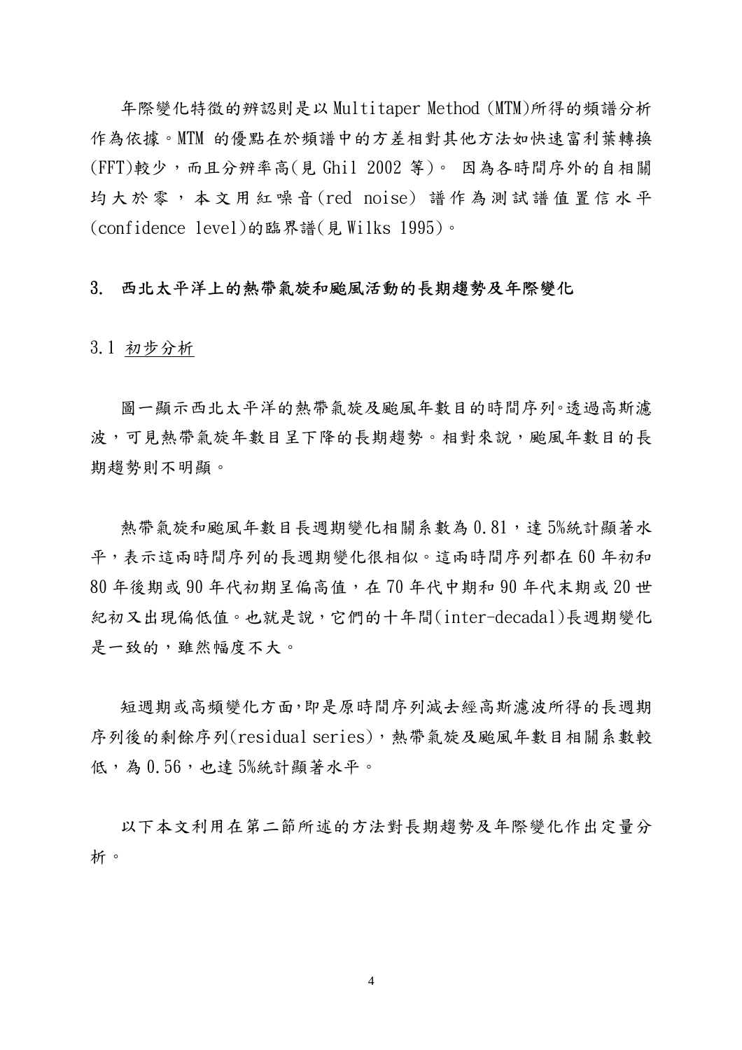年際變化特徵的辨認則是以 Multitaper Method (MTM)所得的頻譜分析作為依據。MTM 的優點在於頻譜中的方差相對其他方法如快速富利葉轉換(FFT)較少，而且分辨率高(見 Ghil 2002 等)。 因為各時間序外的自相關均大於零，本文用紅噪音(red noise) 譜作為測試譜值置信水平(confidence level)的臨界譜(見 Wilks 1995)。

## 3. 西北太平洋上的熱帶氣旋和颱風活動的長期趨勢及年際變化

### 3.1 初步分析

圖一顯示西北太平洋的熱帶氣旋及颱風年數目的時間序列。透過高斯濾波，可見熱帶氣旋年數目呈下降的長期趨勢。相對來說，颱風年數目的長期趨勢則不明顯。

熱帶氣旋和颱風年數目長週期變化相關系數為 0.81，達 5%統計顯著水平，表示這兩時間序列的長週期變化很相似。這兩時間序列都在 60 年初和 80 年後期或 90 年代初期呈偏高值，在 70 年代中期和 90 年代末期或 20 世紀初又出現偏低值。也就是說，它們的十年間(inter-decadal)長週期變化是一致的，雖然幅度不大。

短週期或高頻變化方面，即是原時間序列減去經高斯濾波所得的長週期序列後的剩餘序列(residual series)，熱帶氣旋及颱風年數目相關系數較低，為 0.56，也達 5%統計顯著水平。

以下本文利用在第二節所述的方法對長期趨勢及年際變化作出定量分析。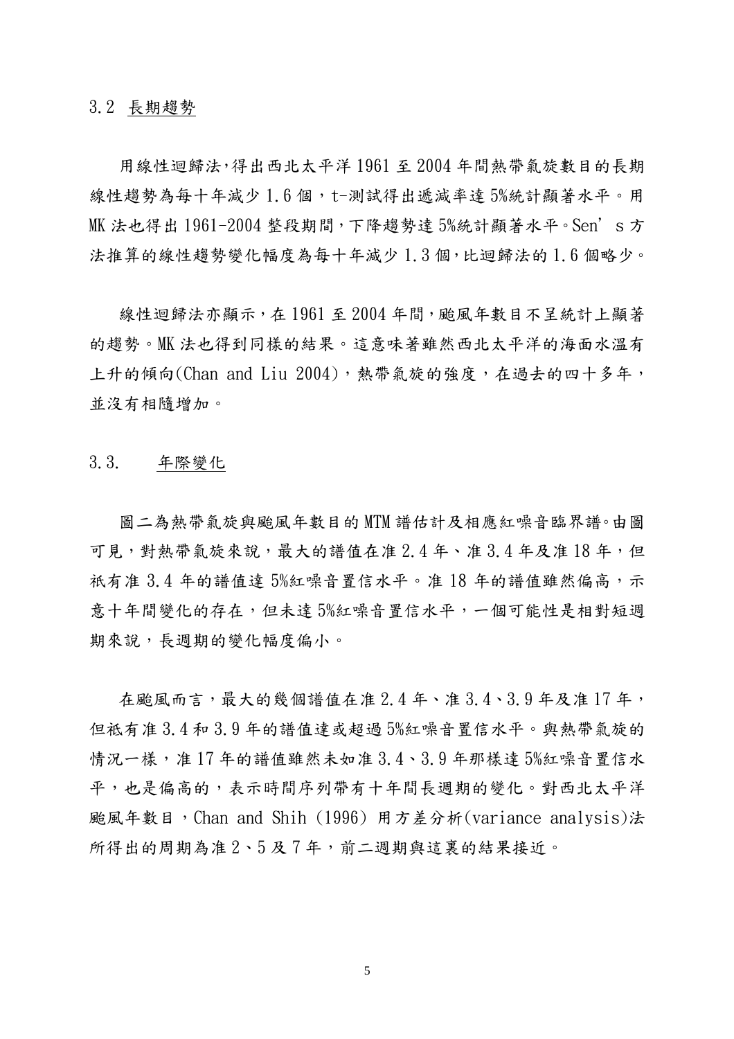### 3.2 長期趨勢

用線性迴歸法,得出西北太平洋 1961 至 2004 年間熱帶氣旋數目的長期線性趨勢為每十年減少 1.6 個，t-測試得出遞減率達 5%統計顯著水平。用 MK 法也得出 1961-2004 整段期間,下降趨勢達 5%統計顯著水平。Sen’s 方法推算的線性趨勢變化幅度為每十年減少 1.3 個,比迴歸法的 1.6 個略少。

線性迴歸法亦顯示，在 1961 至 2004 年間,颱風年數目不呈統計上顯著的趨勢。MK 法也得到同樣的結果。這意味著雖然西北太平洋的海面水溫有上升的傾向(Chan and Liu 2004)，熱帶氣旋的強度，在過去的四十多年，並沒有相隨增加。

### 3.3. 年際變化

圖二為熱帶氣旋與颱風年數目的 MTM 譜估計及相應紅噪音臨界譜。由圖可見，對熱帶氣旋來說，最大的譜值在准 2.4 年、准 3.4 年及准 18 年，但祇有准 3.4 年的譜值達 5%紅噪音置信水平。准 18 年的譜值雖然偏高，示意十年間變化的存在，但未達 5%紅噪音置信水平，一個可能性是相對短週期來說，長週期的變化幅度偏小。

在颱風而言，最大的幾個譜值在准 2.4 年、准 3.4、3.9 年及准 17 年，但祇有准 3.4 和 3.9 年的譜值達或超過 5%紅噪音置信水平。與熱帶氣旋的情況一樣，准 17 年的譜值雖然未如准 3.4、3.9 年那樣達 5%紅噪音置信水平，也是偏高的，表示時間序列帶有十年間長週期的變化。對西北太平洋颱風年數目，Chan and Shih (1996) 用方差分析(variance analysis)法所得出的周期為准 2、5 及 7 年，前二週期與這裏的結果接近。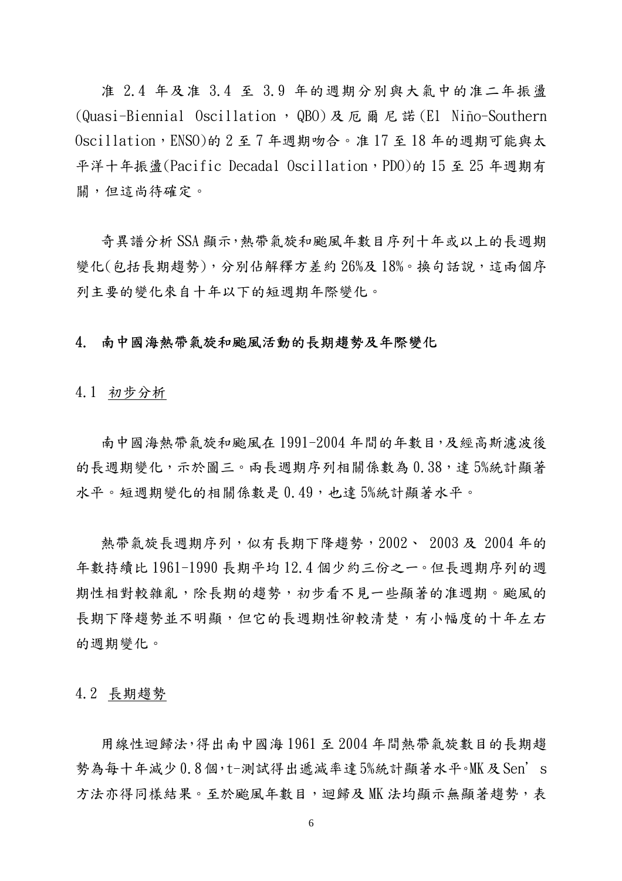准 2.4 年及准 3.4 至 3.9 年的週期分別與大氣中的准二年振盪(Quasi-Biennial Oscillation，QBO)及厄爾尼諾(El Niño-Southern Oscillation，ENSO)的 2 至 7 年週期吻合。准 17 至 18 年的週期可能與太平洋十年振盪(Pacific Decadal Oscillation，PDO)的 15 至 25 年週期有關，但這尚待確定。

奇異譜分析 SSA 顯示，熱帶氣旋和颱風年數目序列十年或以上的長週期變化(包括長期趨勢)，分別佔解釋方差約 26%及 18%。換句話說，這兩個序列主要的變化來自十年以下的短週期年際變化。

## 4. 南中國海熱帶氣旋和颱風活動的長期趨勢及年際變化

### 4.1 初步分析

南中國海熱帶氣旋和颱風在 1991-2004 年間的年數目，及經高斯濾波後的長週期變化，示於圖三。兩長週期序列相關係數為 0.38，達 5%統計顯著水平。短週期變化的相關係數是 0.49，也達 5%統計顯著水平。

熱帶氣旋長週期序列，似有長期下降趨勢，2002、 2003 及 2004 年的年數持續比 1961-1990 長期平均 12.4 個少約三份之一。但長週期序列的週期性相對較雜亂，除長期的趨勢，初步看不見一些顯著的准週期。颱風的長期下降趨勢並不明顯，但它的長週期性卻較清楚，有小幅度的十年左右的週期變化。

### 4.2 長期趨勢

用線性迴歸法，得出南中國海 1961 至 2004 年間熱帶氣旋數目的長期趨勢為每十年減少 0.8 個，t-測試得出遞減率達 5%統計顯著水平。MK 及 Sen’s 方法亦得同樣結果。至於颱風年數目，迴歸及 MK 法均顯示無顯著趨勢，表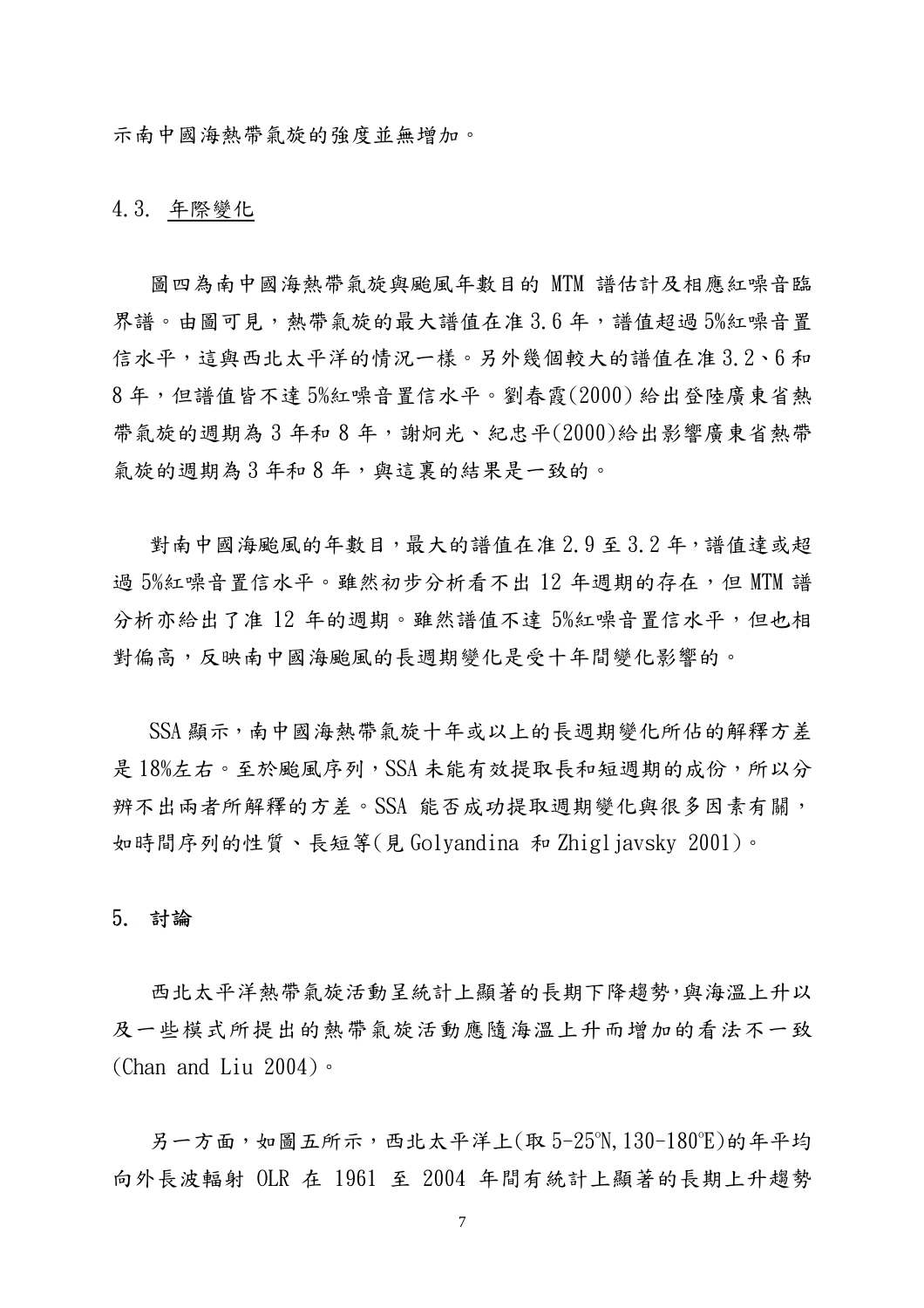示南中國海熱帶氣旋的強度並無增加。

### 4.3. 年際變化

圖四為南中國海熱帶氣旋與颱風年數目的 MTM 譜估計及相應紅噪音臨界譜。由圖可見，熱帶氣旋的最大譜值在准 3.6 年，譜值超過 5%紅噪音置信水平，這與西北太平洋的情況一樣。另外幾個較大的譜值在准 3.2、6 和 8 年，但譜值皆不達 5%紅噪音置信水平。劉春霞(2000) 給出登陸廣東省熱帶氣旋的週期為 3 年和 8 年，謝炯光、紀忠平(2000)給出影響廣東省熱帶氣旋的週期為 3 年和 8 年，與這裏的結果是一致的。

對南中國海颱風的年數目，最大的譜值在准 2.9 至 3.2 年，譜值達或超過 5%紅噪音置信水平。雖然初步分析看不出 12 年週期的存在，但 MTM 譜分析亦給出了准 12 年的週期。雖然譜值不達 5%紅噪音置信水平，但也相對偏高，反映南中國海颱風的長週期變化是受十年間變化影響的。

SSA 顯示，南中國海熱帶氣旋十年或以上的長週期變化所佔的解釋方差是 18%左右。至於颱風序列，SSA 未能有效提取長和短週期的成份，所以分辨不出兩者所解釋的方差。SSA 能否成功提取週期變化與很多因素有關，如時間序列的性質、長短等(見 Golyandina 和 Zhigljavsky 2001)。

## 5. 討論

西北太平洋熱帶氣旋活動呈統計上顯著的長期下降趨勢，與海溫上升以及一些模式所提出的熱帶氣旋活動應隨海溫上升而增加的看法不一致(Chan and Liu 2004)。

另一方面，如圖五所示，西北太平洋上(取 5-25°N,130-180°E)的年平均向外長波輻射 OLR 在 1961 至 2004 年間有統計上顯著的長期上升趨勢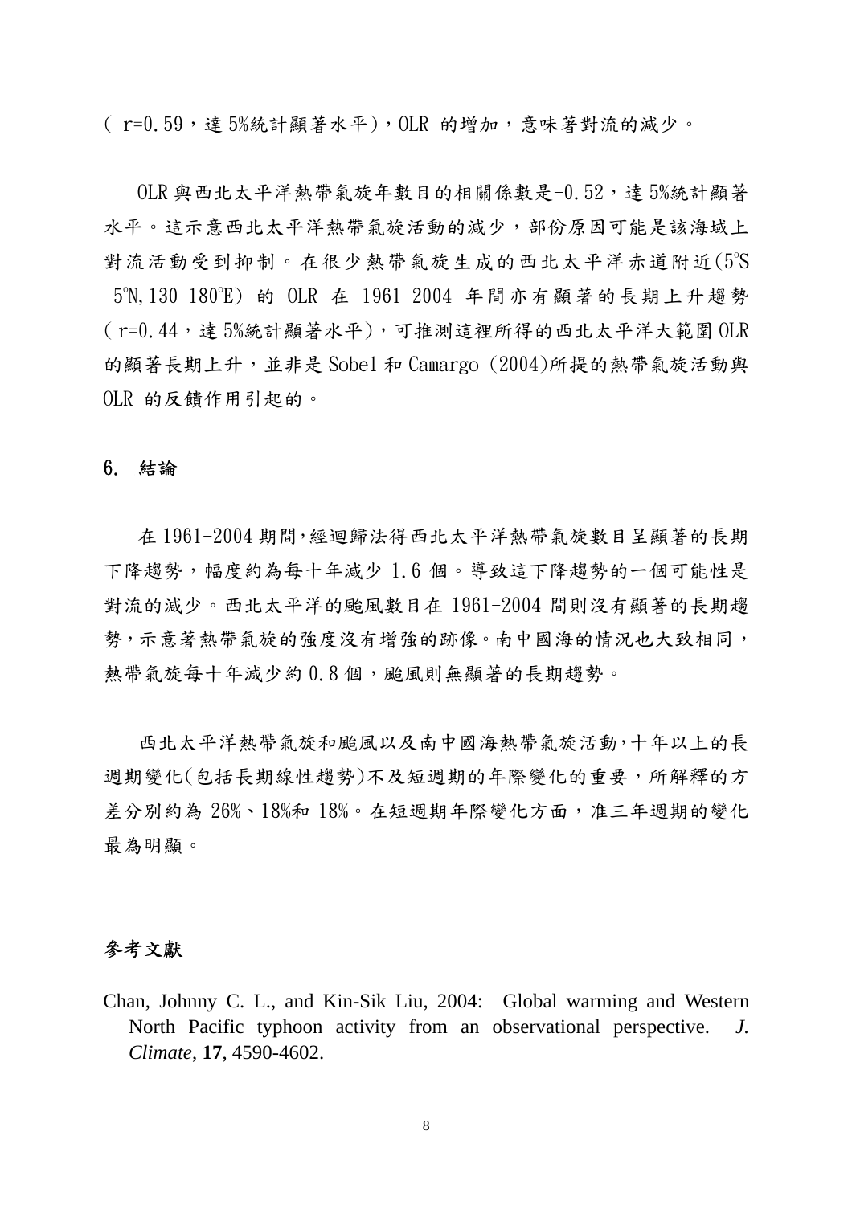( r=0.59，達 5%統計顯著水平)，OLR 的增加，意味著對流的減少。

OLR 與西北太平洋熱帶氣旋年數目的相關係數是-0.52，達 5%統計顯著水平。這示意西北太平洋熱帶氣旋活動的減少，部份原因可能是該海域上對流活動受到抑制。在很少熱帶氣旋生成的西北太平洋赤道附近(5°S -5°N,130-180°E) 的 OLR 在 1961-2004 年間亦有顯著的長期上升趨勢( r=0.44，達 5%統計顯著水平)，可推測這裡所得的西北太平洋大範圍 OLR 的顯著長期上升，並非是 Sobel 和 Camargo (2004)所提的熱帶氣旋活動與 OLR 的反饋作用引起的。

## 6. 結論

在 1961-2004 期間,經迴歸法得西北太平洋熱帶氣旋數目呈顯著的長期下降趨勢，幅度約為每十年減少 1.6 個。導致這下降趨勢的一個可能性是對流的減少。西北太平洋的颱風數目在 1961-2004 間則沒有顯著的長期趨勢,示意著熱帶氣旋的強度沒有增強的跡像。南中國海的情況也大致相同，熱帶氣旋每十年減少約 0.8 個，颱風則無顯著的長期趨勢。

西北太平洋熱帶氣旋和颱風以及南中國海熱帶氣旋活動,十年以上的長週期變化(包括長期線性趨勢)不及短週期的年際變化的重要，所解釋的方差分別約為 26%、18%和 18%。在短週期年際變化方面，准三年週期的變化最為明顯。

## 參考文獻

Chan, Johnny C. L., and Kin-Sik Liu, 2004: Global warming and Western North Pacific typhoon activity from an observational perspective. *J. Climate*, **17**, 4590-4602.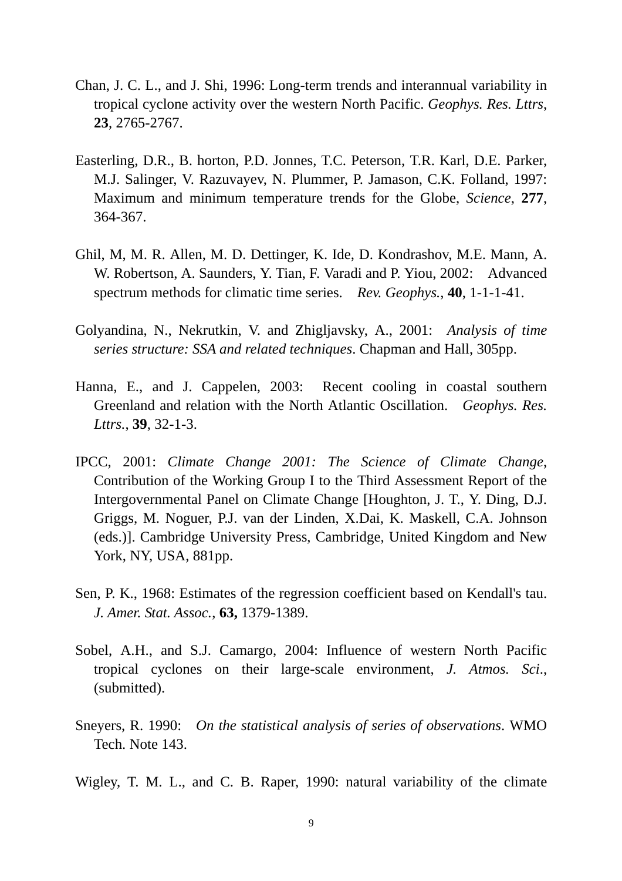Chan, J. C. L., and J. Shi, 1996: Long-term trends and interannual variability in tropical cyclone activity over the western North Pacific. *Geophys. Res. Lttrs*, **23**, 2765-2767.

Easterling, D.R., B. horton, P.D. Jonnes, T.C. Peterson, T.R. Karl, D.E. Parker, M.J. Salinger, V. Razuvayev, N. Plummer, P. Jamason, C.K. Folland, 1997: Maximum and minimum temperature trends for the Globe, *Science*, **277**, 364-367.

Ghil, M, M. R. Allen, M. D. Dettinger, K. Ide, D. Kondrashov, M.E. Mann, A. W. Robertson, A. Saunders, Y. Tian, F. Varadi and P. Yiou, 2002: Advanced spectrum methods for climatic time series. *Rev. Geophys.*, **40**, 1-1-1-41.

Golyandina, N., Nekrutkin, V. and Zhigljavsky, A., 2001: *Analysis of time series structure: SSA and related techniques*. Chapman and Hall, 305pp.

Hanna, E., and J. Cappelen, 2003: Recent cooling in coastal southern Greenland and relation with the North Atlantic Oscillation. *Geophys. Res. Lttrs.*, **39**, 32-1-3.

IPCC, 2001: *Climate Change 2001: The Science of Climate Change*, Contribution of the Working Group I to the Third Assessment Report of the Intergovernmental Panel on Climate Change [Houghton, J. T., Y. Ding, D.J. Griggs, M. Noguer, P.J. van der Linden, X.Dai, K. Maskell, C.A. Johnson (eds.)]. Cambridge University Press, Cambridge, United Kingdom and New York, NY, USA, 881pp.

Sen, P. K., 1968: Estimates of the regression coefficient based on Kendall's tau. *J. Amer. Stat. Assoc.*, **63,** 1379-1389.

Sobel, A.H., and S.J. Camargo, 2004: Influence of western North Pacific tropical cyclones on their large-scale environment, *J. Atmos. Sci*., (submitted).

Sneyers, R. 1990: *On the statistical analysis of series of observations*. WMO Tech. Note 143.

Wigley, T. M. L., and C. B. Raper, 1990: natural variability of the climate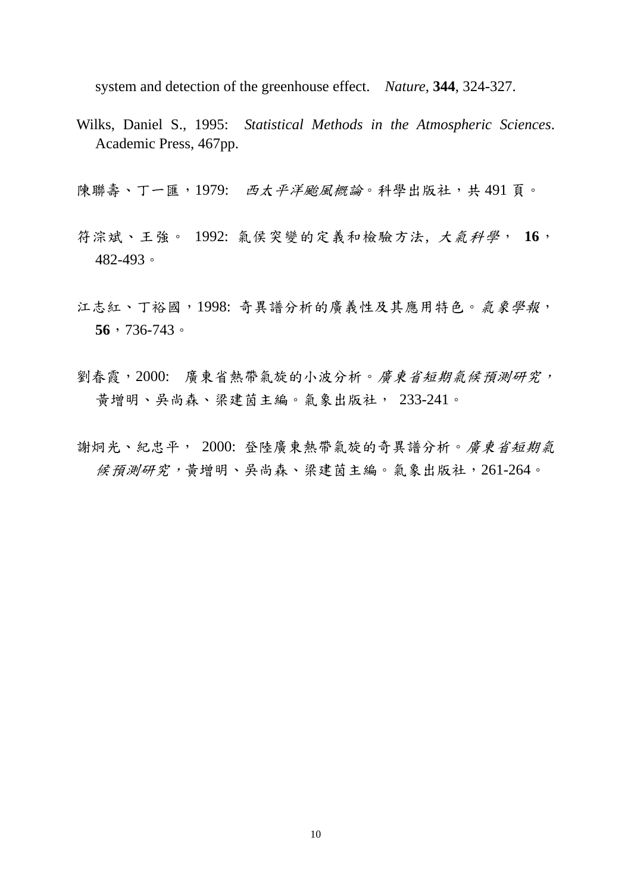system and detection of the greenhouse effect. *Nature*, **344**, 324-327.

Wilks, Daniel S., 1995: *Statistical Methods in the Atmospheric Sciences*. Academic Press, 467pp.

陳聯壽、丁一匯，1979: *西太平洋颱風概論*。科學出版社，共 491 頁。

符淙斌、王強。 1992: 氣候突變的定義和檢驗方法, *大氣科學*， **16**，482-493。

江志紅、丁裕國，1998: 奇異譜分析的廣義性及其應用特色。*氣象學報*，**56**，736-743。

劉春霞，2000: 廣東省熱帶氣旋的小波分析。*廣東省短期氣候預測研究*，黃增明、吳尚森、梁建茵主編。氣象出版社， 233-241。

謝炯光、紀忠平， 2000: 登陸廣東熱帶氣旋的奇異譜分析。*廣東省短期氣候預測研究*，黃增明、吳尚森、梁建茵主編。氣象出版社，261-264。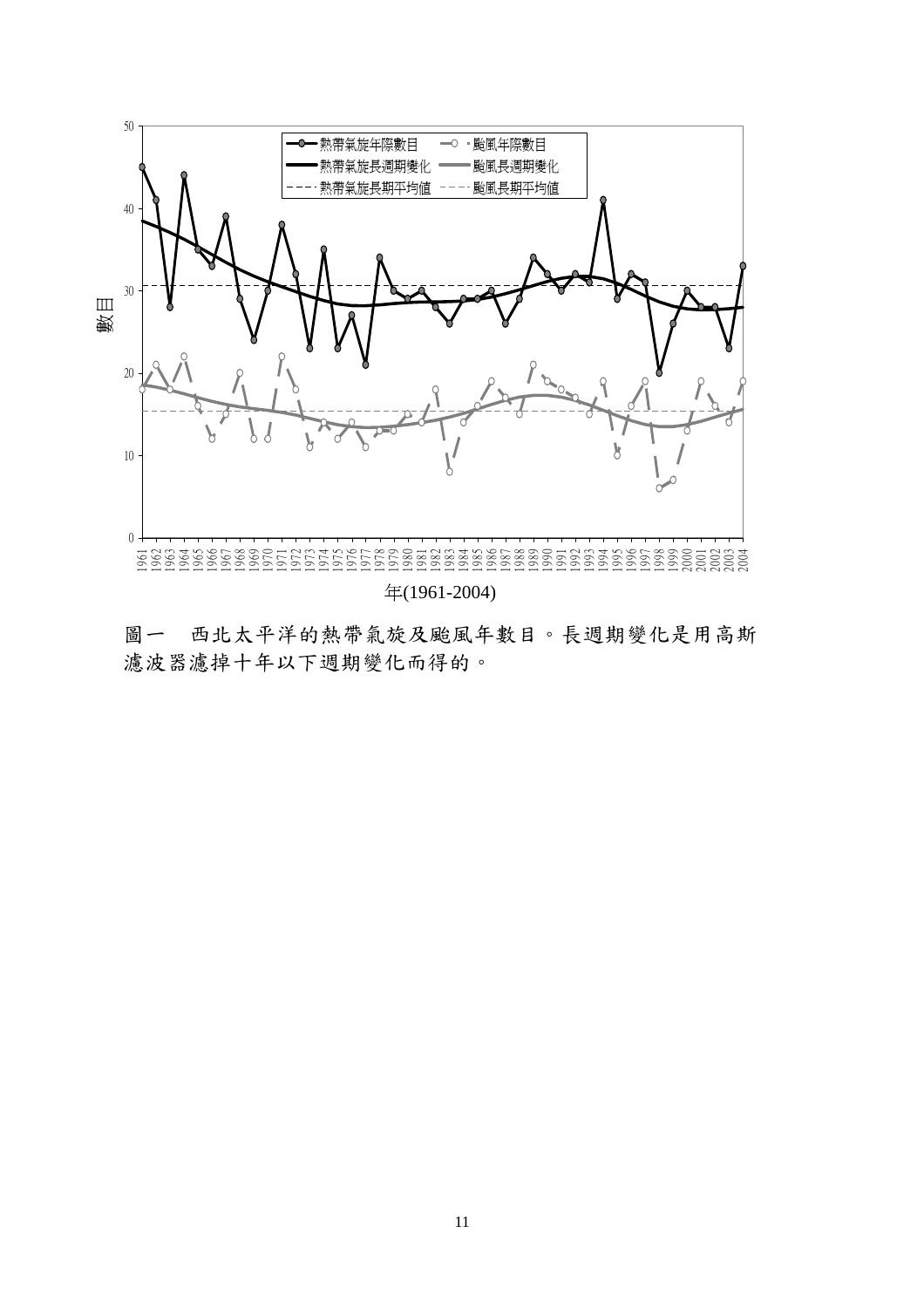圖一　西北太平洋的熱帶氣旋及颱風年數目。長週期變化是用高斯濾波器濾掉十年以下週期變化而得的。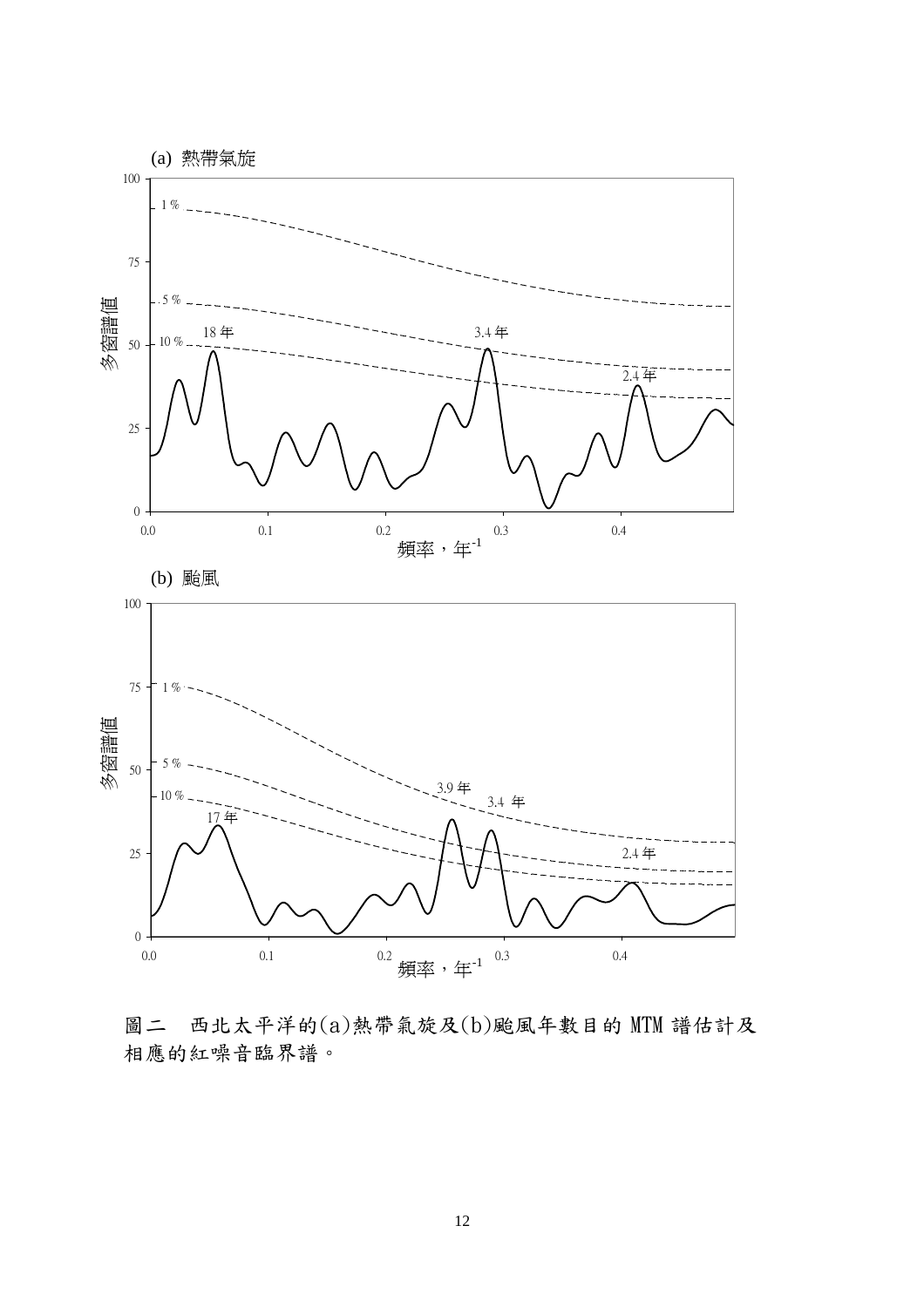圖二　西北太平洋的(a)熱帶氣旋及(b)颱風年數目的 MTM 譜估計及相應的紅噪音臨界譜。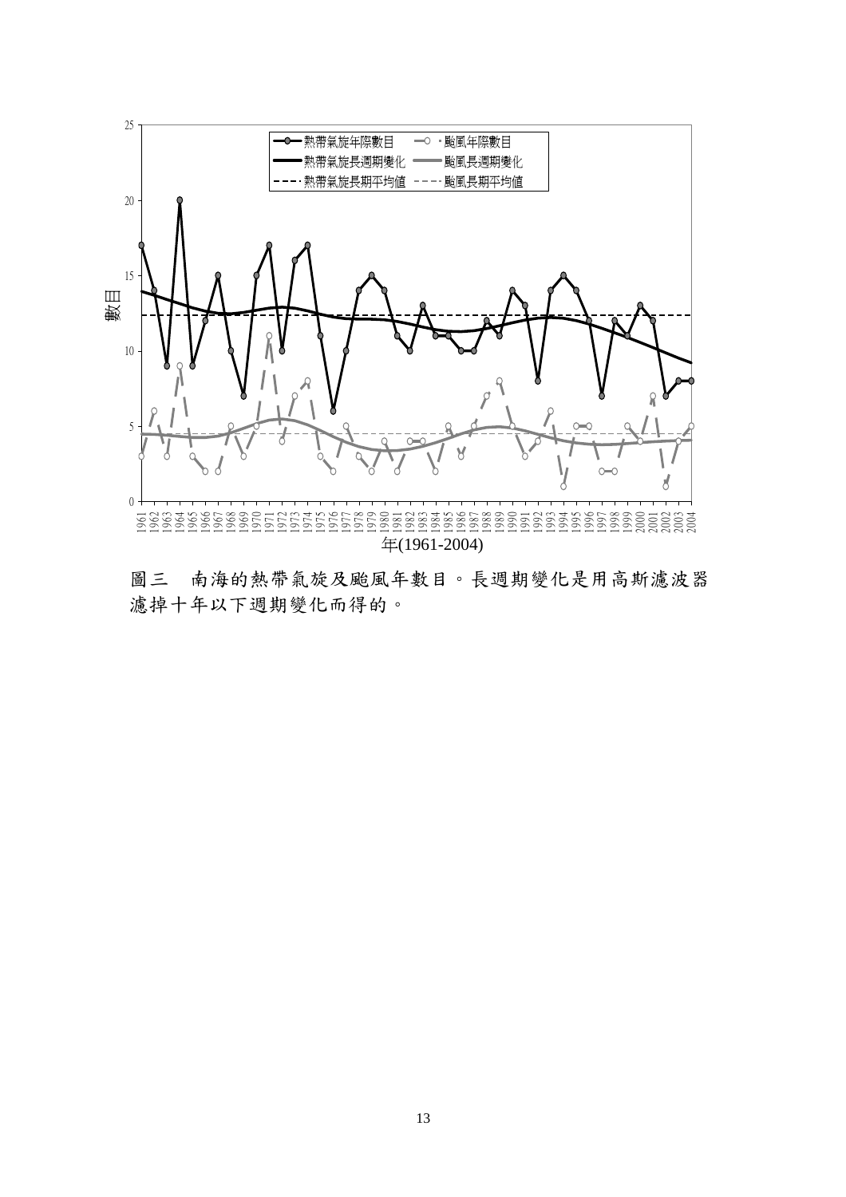圖三　南海的熱帶氣旋及颱風年數目。長週期變化是用高斯濾波器濾掉十年以下週期變化而得的。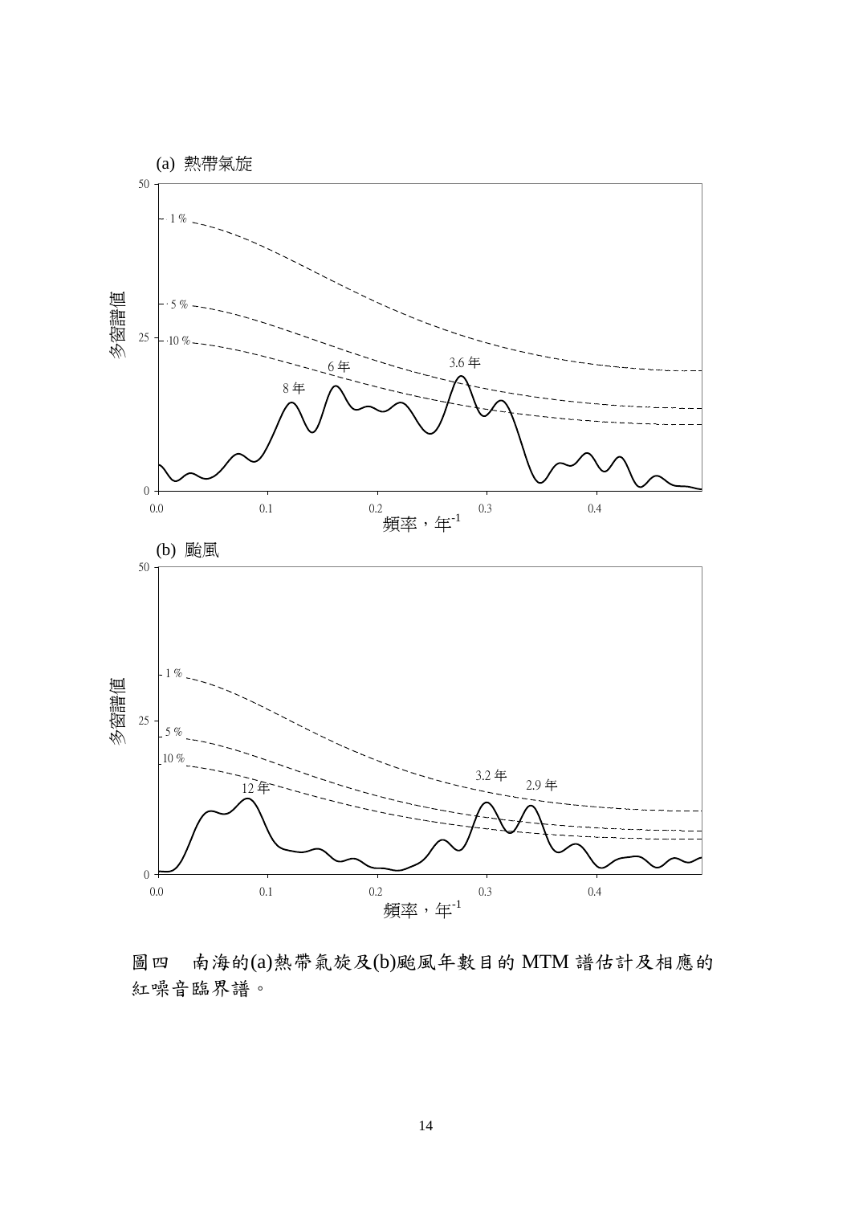(a) 熱帶氣旋

(b) 颱風

圖四　南海的(a)熱帶氣旋及(b)颱風年數目的 MTM 譜估計及相應的紅噪音臨界譜。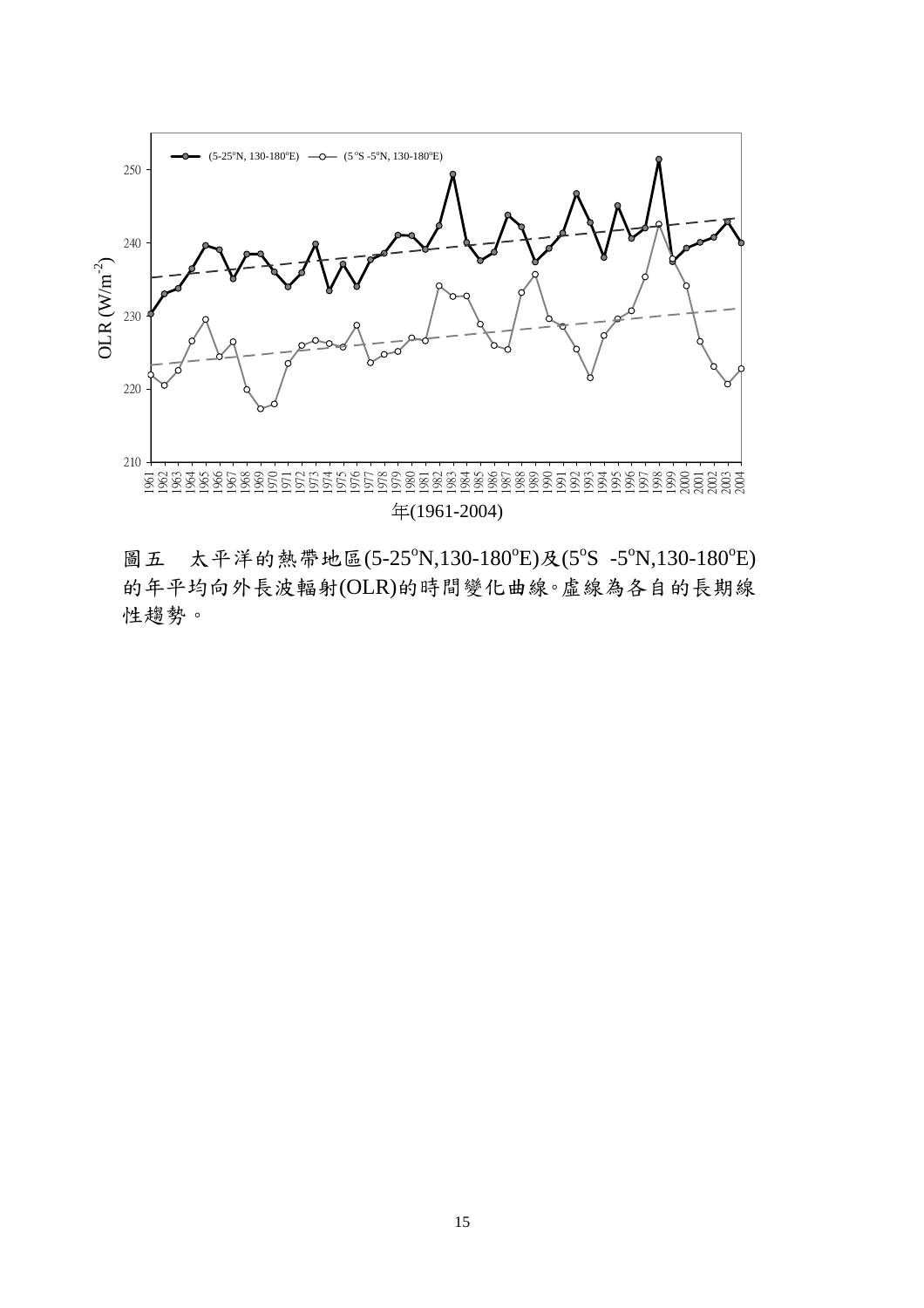(5-25°N, 130-180°E) (5°S -5°N, 130-180°E)

250

240

230

220

210

OLR (W/m$^{-2}$)

1961 1962 1963 1964 1965 1966 1967 1968 1969 1970 1971 1972 1973 1974 1975 1976 1977 1978 1979 1980 1981 1982 1983 1984 1985 1986 1987 1988 1989 1990 1991 1992 1993 1994 1995 1996 1997 1998 1999 2000 2001 2002 2003 2004

年(1961-2004)

圖五　太平洋的熱帶地區(5-25°N,130-180°E)及(5°S -5°N,130-180°E)的年平均向外長波輻射(OLR)的時間變化曲線。虛線為各自的長期線性趨勢。